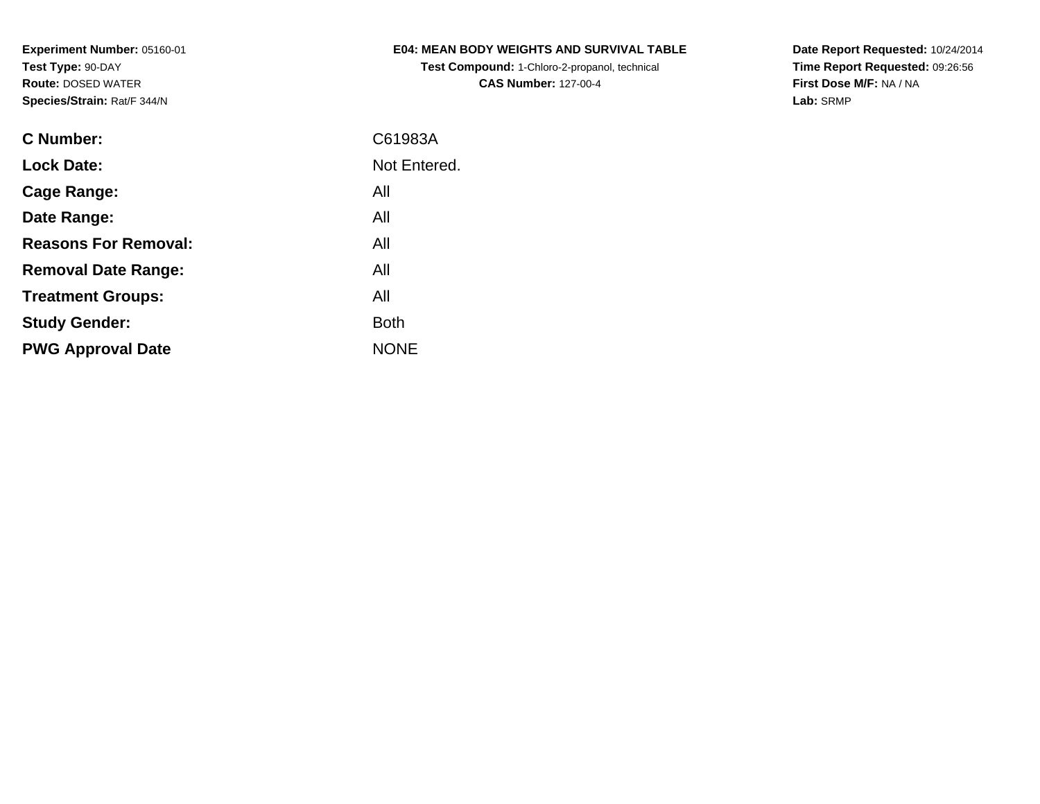**Experiment Number:** 05160-01
**Test Type:** 90-DAY
**Route:** DOSED WATER
**Species/Strain:** Rat/F 344/N

**E04: MEAN BODY WEIGHTS AND SURVIVAL TABLE**
**Test Compound:** 1-Chloro-2-propanol, technical
**CAS Number:** 127-00-4

**Date Report Requested:** 10/24/2014
**Time Report Requested:** 09:26:56
**First Dose M/F:** NA / NA
**Lab:** SRMP

| | |
|---|---|
| **C Number:** | C61983A |
| **Lock Date:** | Not Entered. |
| **Cage Range:** | All |
| **Date Range:** | All |
| **Reasons For Removal:** | All |
| **Removal Date Range:** | All |
| **Treatment Groups:** | All |
| **Study Gender:** | Both |
| **PWG Approval Date** | NONE |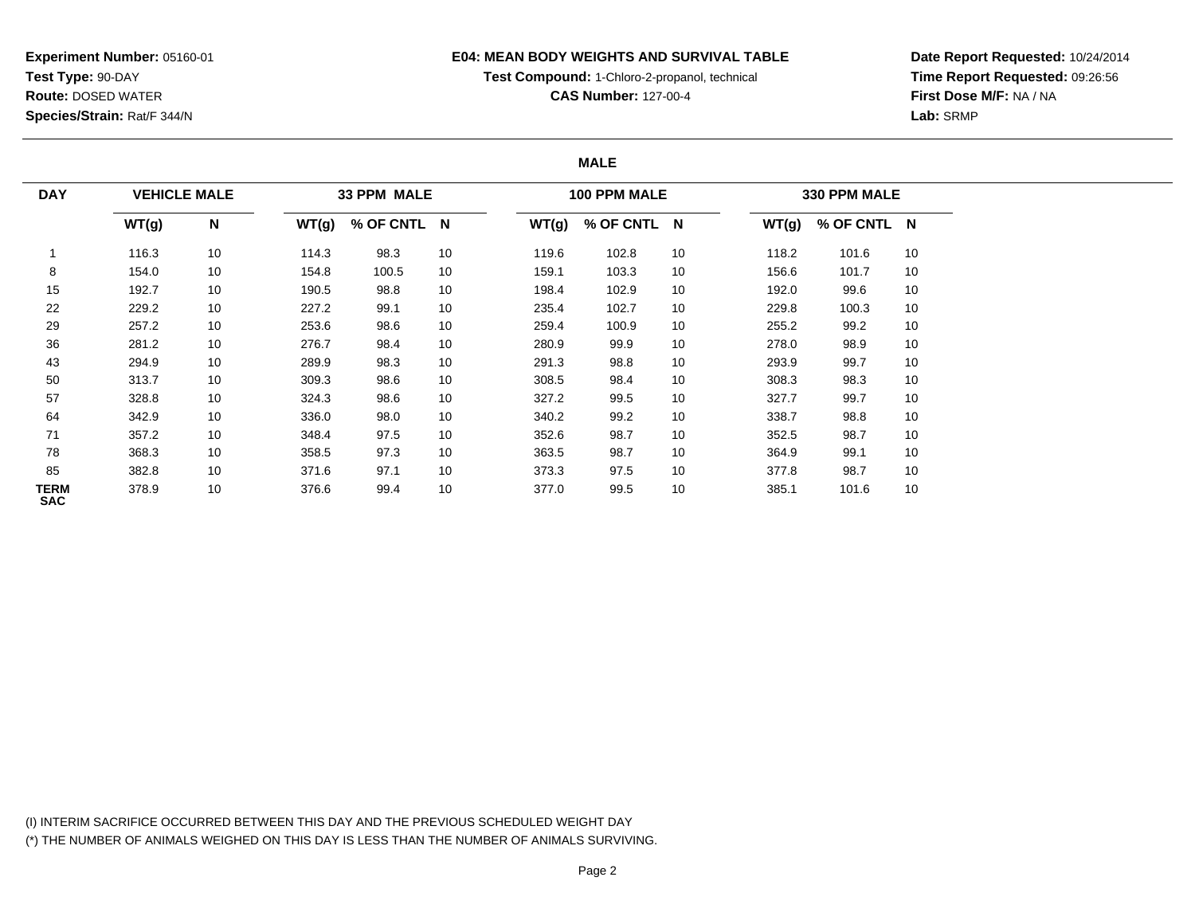**Experiment Number:** 05160-01
**Test Type:** 90-DAY
**Route:** DOSED WATER
**Species/Strain:** Rat/F 344/N

**E04: MEAN BODY WEIGHTS AND SURVIVAL TABLE**
**Test Compound:** 1-Chloro-2-propanol, technical
**CAS Number:** 127-00-4

**Date Report Requested:** 10/24/2014
**Time Report Requested:** 09:26:56
**First Dose M/F:** NA / NA
**Lab:** SRMP

**MALE**

| DAY | VEHICLE MALE | | 33 PPM MALE | | | 100 PPM MALE | | | 330 PPM MALE | | |
|---|---|---|---|---|---|---|---|---|---|---|---|
| | WT(g) | N | WT(g) | % OF CNTL | N | WT(g) | % OF CNTL | N | WT(g) | % OF CNTL | N |
| 1 | 116.3 | 10 | 114.3 | 98.3 | 10 | 119.6 | 102.8 | 10 | 118.2 | 101.6 | 10 |
| 8 | 154.0 | 10 | 154.8 | 100.5 | 10 | 159.1 | 103.3 | 10 | 156.6 | 101.7 | 10 |
| 15 | 192.7 | 10 | 190.5 | 98.8 | 10 | 198.4 | 102.9 | 10 | 192.0 | 99.6 | 10 |
| 22 | 229.2 | 10 | 227.2 | 99.1 | 10 | 235.4 | 102.7 | 10 | 229.8 | 100.3 | 10 |
| 29 | 257.2 | 10 | 253.6 | 98.6 | 10 | 259.4 | 100.9 | 10 | 255.2 | 99.2 | 10 |
| 36 | 281.2 | 10 | 276.7 | 98.4 | 10 | 280.9 | 99.9 | 10 | 278.0 | 98.9 | 10 |
| 43 | 294.9 | 10 | 289.9 | 98.3 | 10 | 291.3 | 98.8 | 10 | 293.9 | 99.7 | 10 |
| 50 | 313.7 | 10 | 309.3 | 98.6 | 10 | 308.5 | 98.4 | 10 | 308.3 | 98.3 | 10 |
| 57 | 328.8 | 10 | 324.3 | 98.6 | 10 | 327.2 | 99.5 | 10 | 327.7 | 99.7 | 10 |
| 64 | 342.9 | 10 | 336.0 | 98.0 | 10 | 340.2 | 99.2 | 10 | 338.7 | 98.8 | 10 |
| 71 | 357.2 | 10 | 348.4 | 97.5 | 10 | 352.6 | 98.7 | 10 | 352.5 | 98.7 | 10 |
| 78 | 368.3 | 10 | 358.5 | 97.3 | 10 | 363.5 | 98.7 | 10 | 364.9 | 99.1 | 10 |
| 85 | 382.8 | 10 | 371.6 | 97.1 | 10 | 373.3 | 97.5 | 10 | 377.8 | 98.7 | 10 |
| **TERM SAC** | 378.9 | 10 | 376.6 | 99.4 | 10 | 377.0 | 99.5 | 10 | 385.1 | 101.6 | 10 |

(I) INTERIM SACRIFICE OCCURRED BETWEEN THIS DAY AND THE PREVIOUS SCHEDULED WEIGHT DAY
(*) THE NUMBER OF ANIMALS WEIGHED ON THIS DAY IS LESS THAN THE NUMBER OF ANIMALS SURVIVING.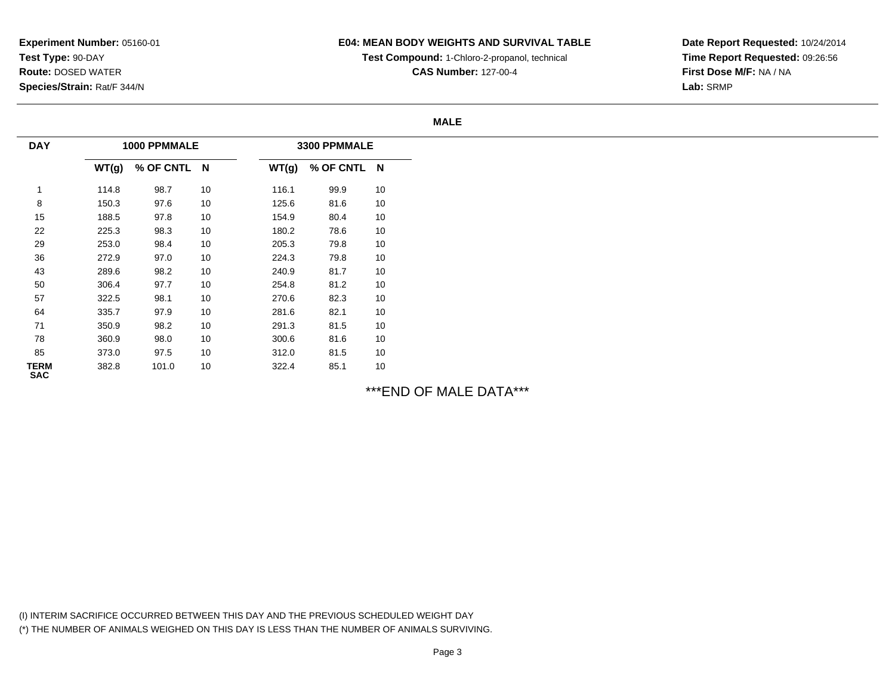**Experiment Number:** 05160-01
**Test Type:** 90-DAY
**Route:** DOSED WATER
**Species/Strain:** Rat/F 344/N

**E04: MEAN BODY WEIGHTS AND SURVIVAL TABLE**
**Test Compound:** 1-Chloro-2-propanol, technical
**CAS Number:** 127-00-4

**Date Report Requested:** 10/24/2014
**Time Report Requested:** 09:26:56
**First Dose M/F:** NA / NA
**Lab:** SRMP

**MALE**

| DAY | 1000 PPMMALE | | | 3300 PPMMALE | | |
|---|---|---|---|---|---|---|
| | WT(g) | % OF CNTL | N | WT(g) | % OF CNTL | N |
| 1 | 114.8 | 98.7 | 10 | 116.1 | 99.9 | 10 |
| 8 | 150.3 | 97.6 | 10 | 125.6 | 81.6 | 10 |
| 15 | 188.5 | 97.8 | 10 | 154.9 | 80.4 | 10 |
| 22 | 225.3 | 98.3 | 10 | 180.2 | 78.6 | 10 |
| 29 | 253.0 | 98.4 | 10 | 205.3 | 79.8 | 10 |
| 36 | 272.9 | 97.0 | 10 | 224.3 | 79.8 | 10 |
| 43 | 289.6 | 98.2 | 10 | 240.9 | 81.7 | 10 |
| 50 | 306.4 | 97.7 | 10 | 254.8 | 81.2 | 10 |
| 57 | 322.5 | 98.1 | 10 | 270.6 | 82.3 | 10 |
| 64 | 335.7 | 97.9 | 10 | 281.6 | 82.1 | 10 |
| 71 | 350.9 | 98.2 | 10 | 291.3 | 81.5 | 10 |
| 78 | 360.9 | 98.0 | 10 | 300.6 | 81.6 | 10 |
| 85 | 373.0 | 97.5 | 10 | 312.0 | 81.5 | 10 |
| TERM SAC | 382.8 | 101.0 | 10 | 322.4 | 85.1 | 10 |

***END OF MALE DATA***

(I) INTERIM SACRIFICE OCCURRED BETWEEN THIS DAY AND THE PREVIOUS SCHEDULED WEIGHT DAY
(*) THE NUMBER OF ANIMALS WEIGHED ON THIS DAY IS LESS THAN THE NUMBER OF ANIMALS SURVIVING.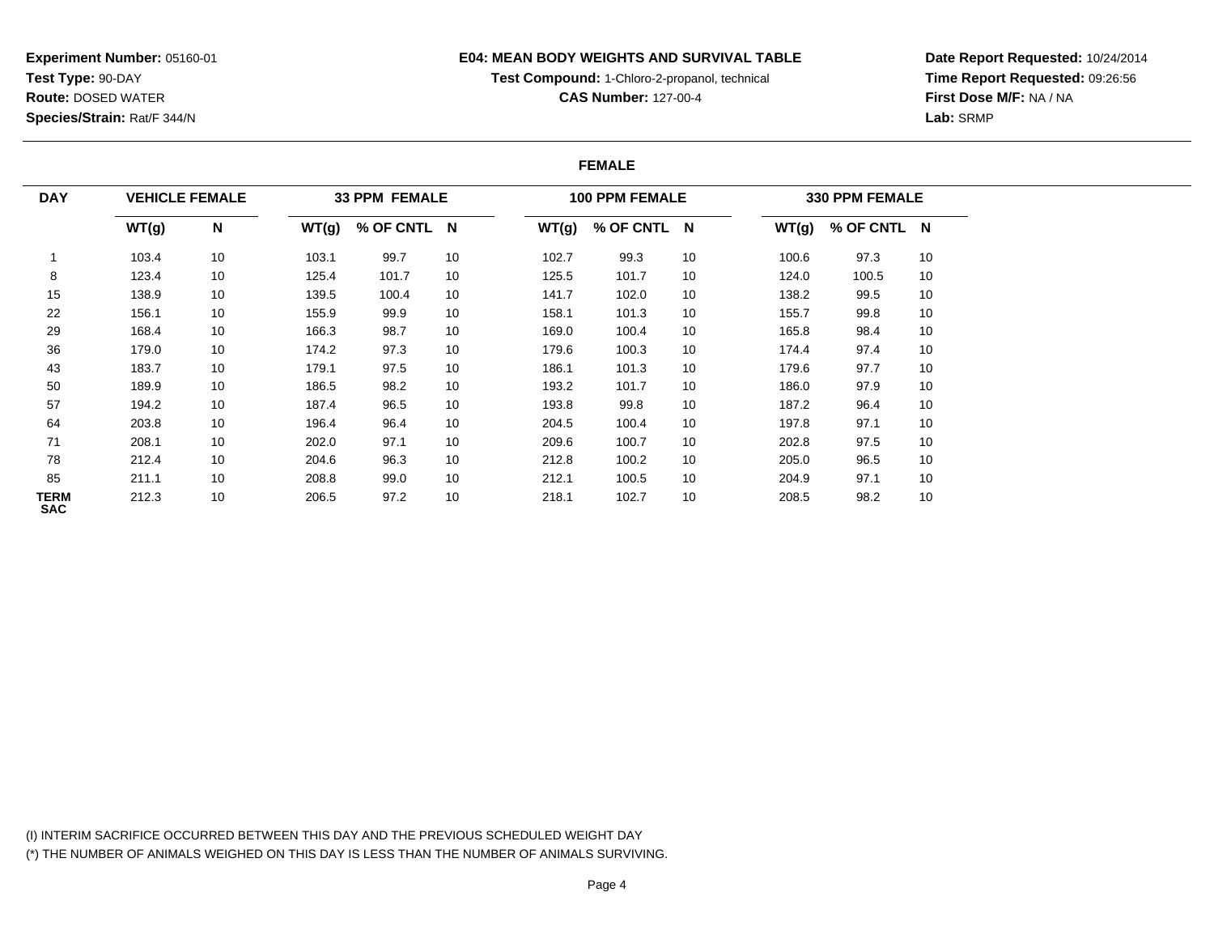**Experiment Number:** 05160-01
**Test Type:** 90-DAY
**Route:** DOSED WATER
**Species/Strain:** Rat/F 344/N

**E04: MEAN BODY WEIGHTS AND SURVIVAL TABLE**
**Test Compound:** 1-Chloro-2-propanol, technical
**CAS Number:** 127-00-4

**Date Report Requested:** 10/24/2014
**Time Report Requested:** 09:26:56
**First Dose M/F:** NA / NA
**Lab:** SRMP

**FEMALE**

| DAY | VEHICLE FEMALE | | 33 PPM FEMALE | | | 100 PPM FEMALE | | | 330 PPM FEMALE | | |
|---|---|---|---|---|---|---|---|---|---|---|---|
| | WT(g) | N | WT(g) | % OF CNTL | N | WT(g) | % OF CNTL | N | WT(g) | % OF CNTL | N |
| 1 | 103.4 | 10 | 103.1 | 99.7 | 10 | 102.7 | 99.3 | 10 | 100.6 | 97.3 | 10 |
| 8 | 123.4 | 10 | 125.4 | 101.7 | 10 | 125.5 | 101.7 | 10 | 124.0 | 100.5 | 10 |
| 15 | 138.9 | 10 | 139.5 | 100.4 | 10 | 141.7 | 102.0 | 10 | 138.2 | 99.5 | 10 |
| 22 | 156.1 | 10 | 155.9 | 99.9 | 10 | 158.1 | 101.3 | 10 | 155.7 | 99.8 | 10 |
| 29 | 168.4 | 10 | 166.3 | 98.7 | 10 | 169.0 | 100.4 | 10 | 165.8 | 98.4 | 10 |
| 36 | 179.0 | 10 | 174.2 | 97.3 | 10 | 179.6 | 100.3 | 10 | 174.4 | 97.4 | 10 |
| 43 | 183.7 | 10 | 179.1 | 97.5 | 10 | 186.1 | 101.3 | 10 | 179.6 | 97.7 | 10 |
| 50 | 189.9 | 10 | 186.5 | 98.2 | 10 | 193.2 | 101.7 | 10 | 186.0 | 97.9 | 10 |
| 57 | 194.2 | 10 | 187.4 | 96.5 | 10 | 193.8 | 99.8 | 10 | 187.2 | 96.4 | 10 |
| 64 | 203.8 | 10 | 196.4 | 96.4 | 10 | 204.5 | 100.4 | 10 | 197.8 | 97.1 | 10 |
| 71 | 208.1 | 10 | 202.0 | 97.1 | 10 | 209.6 | 100.7 | 10 | 202.8 | 97.5 | 10 |
| 78 | 212.4 | 10 | 204.6 | 96.3 | 10 | 212.8 | 100.2 | 10 | 205.0 | 96.5 | 10 |
| 85 | 211.1 | 10 | 208.8 | 99.0 | 10 | 212.1 | 100.5 | 10 | 204.9 | 97.1 | 10 |
| TERM SAC | 212.3 | 10 | 206.5 | 97.2 | 10 | 218.1 | 102.7 | 10 | 208.5 | 98.2 | 10 |

(I) INTERIM SACRIFICE OCCURRED BETWEEN THIS DAY AND THE PREVIOUS SCHEDULED WEIGHT DAY
(*) THE NUMBER OF ANIMALS WEIGHED ON THIS DAY IS LESS THAN THE NUMBER OF ANIMALS SURVIVING.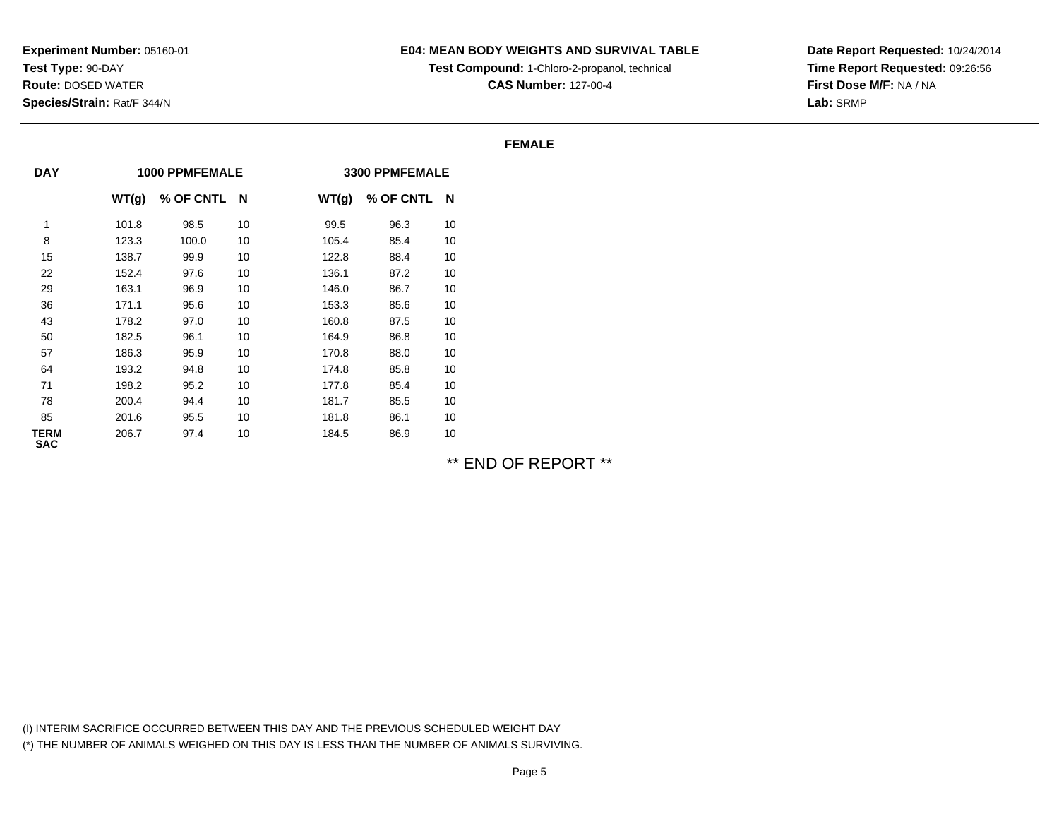**Experiment Number:** 05160-01
**Test Type:** 90-DAY
**Route:** DOSED WATER
**Species/Strain:** Rat/F 344/N

**E04: MEAN BODY WEIGHTS AND SURVIVAL TABLE**
**Test Compound:** 1-Chloro-2-propanol, technical
**CAS Number:** 127-00-4

**Date Report Requested:** 10/24/2014
**Time Report Requested:** 09:26:56
**First Dose M/F:** NA / NA
**Lab:** SRMP

**FEMALE**

| DAY | 1000 PPMFEMALE | | | 3300 PPMFEMALE | | |
|---|---|---|---|---|---|---|
| | WT(g) | % OF CNTL | N | WT(g) | % OF CNTL | N |
| 1 | 101.8 | 98.5 | 10 | 99.5 | 96.3 | 10 |
| 8 | 123.3 | 100.0 | 10 | 105.4 | 85.4 | 10 |
| 15 | 138.7 | 99.9 | 10 | 122.8 | 88.4 | 10 |
| 22 | 152.4 | 97.6 | 10 | 136.1 | 87.2 | 10 |
| 29 | 163.1 | 96.9 | 10 | 146.0 | 86.7 | 10 |
| 36 | 171.1 | 95.6 | 10 | 153.3 | 85.6 | 10 |
| 43 | 178.2 | 97.0 | 10 | 160.8 | 87.5 | 10 |
| 50 | 182.5 | 96.1 | 10 | 164.9 | 86.8 | 10 |
| 57 | 186.3 | 95.9 | 10 | 170.8 | 88.0 | 10 |
| 64 | 193.2 | 94.8 | 10 | 174.8 | 85.8 | 10 |
| 71 | 198.2 | 95.2 | 10 | 177.8 | 85.4 | 10 |
| 78 | 200.4 | 94.4 | 10 | 181.7 | 85.5 | 10 |
| 85 | 201.6 | 95.5 | 10 | 181.8 | 86.1 | 10 |
| TERM SAC | 206.7 | 97.4 | 10 | 184.5 | 86.9 | 10 |

** END OF REPORT **

(I) INTERIM SACRIFICE OCCURRED BETWEEN THIS DAY AND THE PREVIOUS SCHEDULED WEIGHT DAY
(*) THE NUMBER OF ANIMALS WEIGHED ON THIS DAY IS LESS THAN THE NUMBER OF ANIMALS SURVIVING.